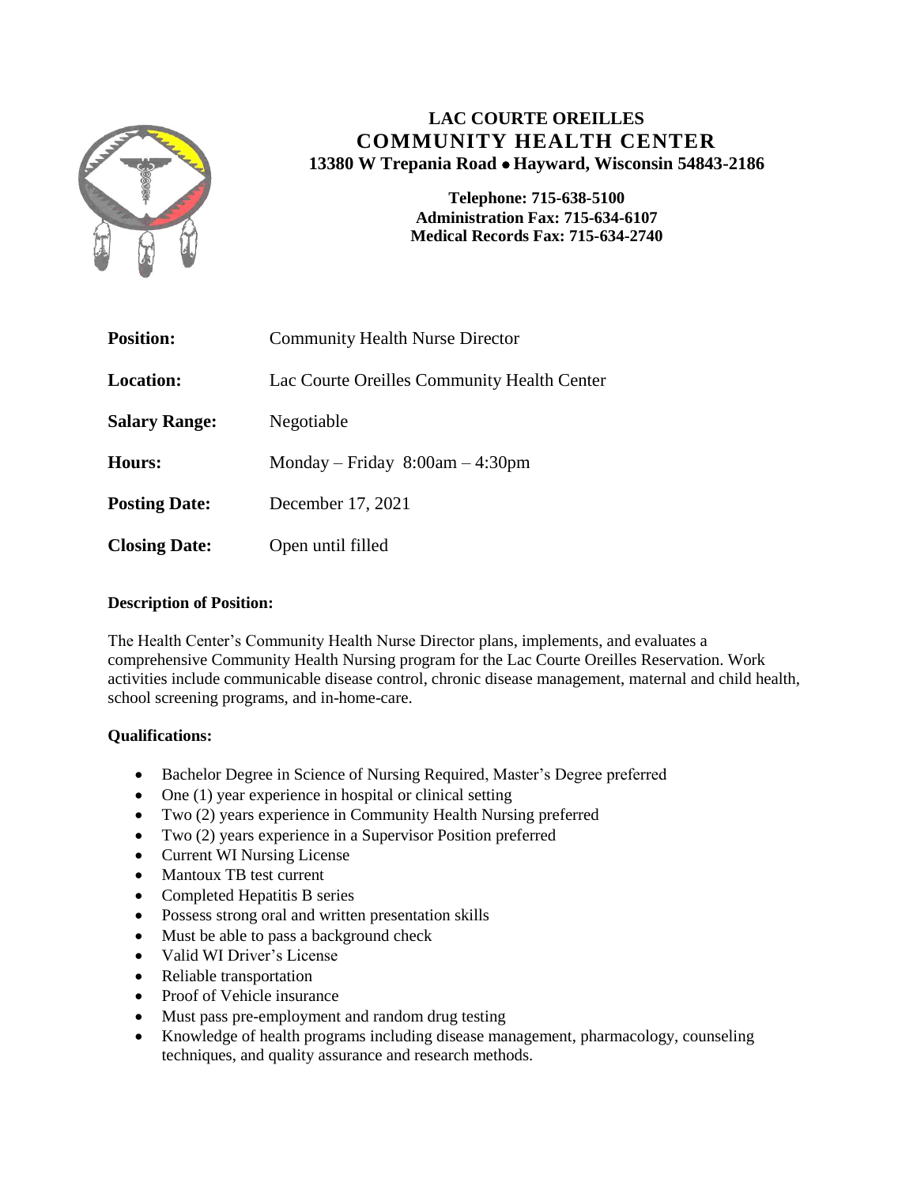# LAC COURTE OREILLES
## COMMUNITY HEALTH CENTER
**13380 W Trepania Road • Hayward, Wisconsin 54843-2186**

**Telephone: 715-638-5100**
**Administration Fax: 715-634-6107**
**Medical Records Fax: 715-634-2740**

| | |
|---|---|
| **Position:** | Community Health Nurse Director |
| **Location:** | Lac Courte Oreilles Community Health Center |
| **Salary Range:** | Negotiable |
| **Hours:** | Monday – Friday 8:00am – 4:30pm |
| **Posting Date:** | December 17, 2021 |
| **Closing Date:** | Open until filled |

**Description of Position:**

The Health Center's Community Health Nurse Director plans, implements, and evaluates a comprehensive Community Health Nursing program for the Lac Courte Oreilles Reservation. Work activities include communicable disease control, chronic disease management, maternal and child health, school screening programs, and in-home-care.

**Qualifications:**

- Bachelor Degree in Science of Nursing Required, Master's Degree preferred
- One (1) year experience in hospital or clinical setting
- Two (2) years experience in Community Health Nursing preferred
- Two (2) years experience in a Supervisor Position preferred
- Current WI Nursing License
- Mantoux TB test current
- Completed Hepatitis B series
- Possess strong oral and written presentation skills
- Must be able to pass a background check
- Valid WI Driver's License
- Reliable transportation
- Proof of Vehicle insurance
- Must pass pre-employment and random drug testing
- Knowledge of health programs including disease management, pharmacology, counseling techniques, and quality assurance and research methods.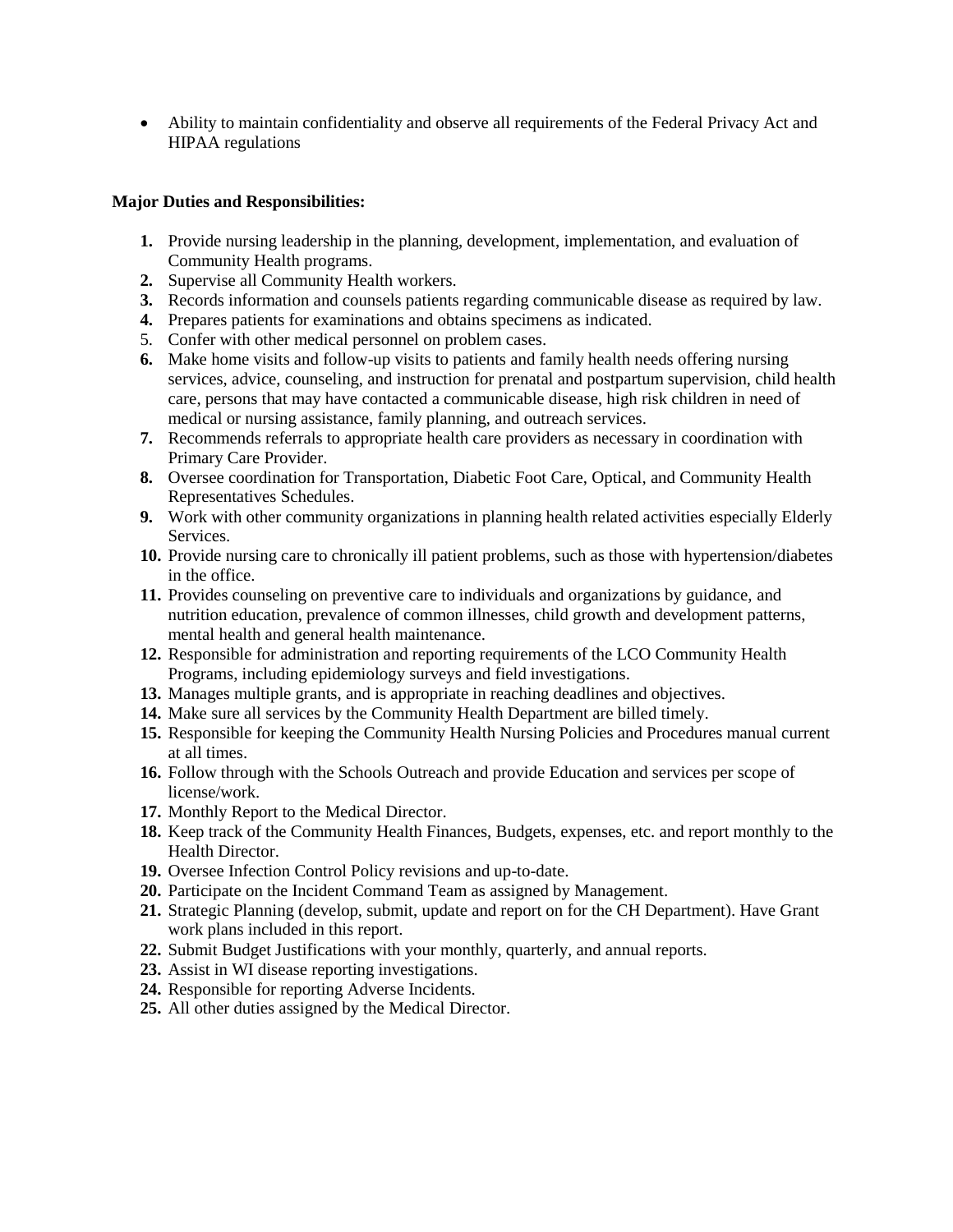- Ability to maintain confidentiality and observe all requirements of the Federal Privacy Act and HIPAA regulations

**Major Duties and Responsibilities:**

1. Provide nursing leadership in the planning, development, implementation, and evaluation of Community Health programs.
2. Supervise all Community Health workers.
3. Records information and counsels patients regarding communicable disease as required by law.
4. Prepares patients for examinations and obtains specimens as indicated.
5. Confer with other medical personnel on problem cases.
6. Make home visits and follow-up visits to patients and family health needs offering nursing services, advice, counseling, and instruction for prenatal and postpartum supervision, child health care, persons that may have contacted a communicable disease, high risk children in need of medical or nursing assistance, family planning, and outreach services.
7. Recommends referrals to appropriate health care providers as necessary in coordination with Primary Care Provider.
8. Oversee coordination for Transportation, Diabetic Foot Care, Optical, and Community Health Representatives Schedules.
9. Work with other community organizations in planning health related activities especially Elderly Services.
10. Provide nursing care to chronically ill patient problems, such as those with hypertension/diabetes in the office.
11. Provides counseling on preventive care to individuals and organizations by guidance, and nutrition education, prevalence of common illnesses, child growth and development patterns, mental health and general health maintenance.
12. Responsible for administration and reporting requirements of the LCO Community Health Programs, including epidemiology surveys and field investigations.
13. Manages multiple grants, and is appropriate in reaching deadlines and objectives.
14. Make sure all services by the Community Health Department are billed timely.
15. Responsible for keeping the Community Health Nursing Policies and Procedures manual current at all times.
16. Follow through with the Schools Outreach and provide Education and services per scope of license/work.
17. Monthly Report to the Medical Director.
18. Keep track of the Community Health Finances, Budgets, expenses, etc. and report monthly to the Health Director.
19. Oversee Infection Control Policy revisions and up-to-date.
20. Participate on the Incident Command Team as assigned by Management.
21. Strategic Planning (develop, submit, update and report on for the CH Department). Have Grant work plans included in this report.
22. Submit Budget Justifications with your monthly, quarterly, and annual reports.
23. Assist in WI disease reporting investigations.
24. Responsible for reporting Adverse Incidents.
25. All other duties assigned by the Medical Director.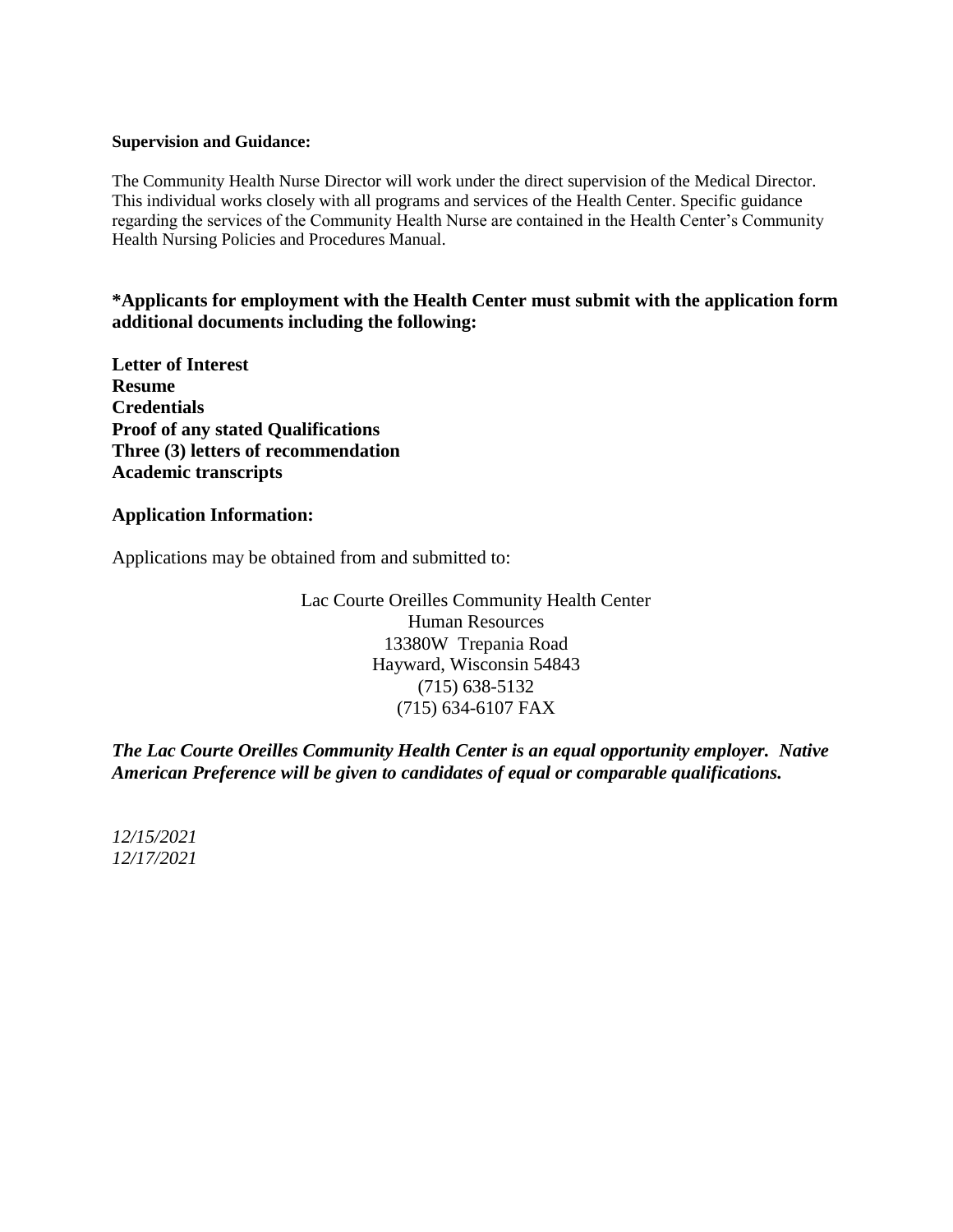**Supervision and Guidance:**

The Community Health Nurse Director will work under the direct supervision of the Medical Director. This individual works closely with all programs and services of the Health Center. Specific guidance regarding the services of the Community Health Nurse are contained in the Health Center's Community Health Nursing Policies and Procedures Manual.

**\*Applicants for employment with the Health Center must submit with the application form additional documents including the following:**

**Letter of Interest**
**Resume**
**Credentials**
**Proof of any stated Qualifications**
**Three (3) letters of recommendation**
**Academic transcripts**

**Application Information:**

Applications may be obtained from and submitted to:

Lac Courte Oreilles Community Health Center
Human Resources
13380W Trepania Road
Hayward, Wisconsin 54843
(715) 638-5132
(715) 634-6107 FAX

***The Lac Courte Oreilles Community Health Center is an equal opportunity employer. Native American Preference will be given to candidates of equal or comparable qualifications.***

*12/15/2021*
*12/17/2021*